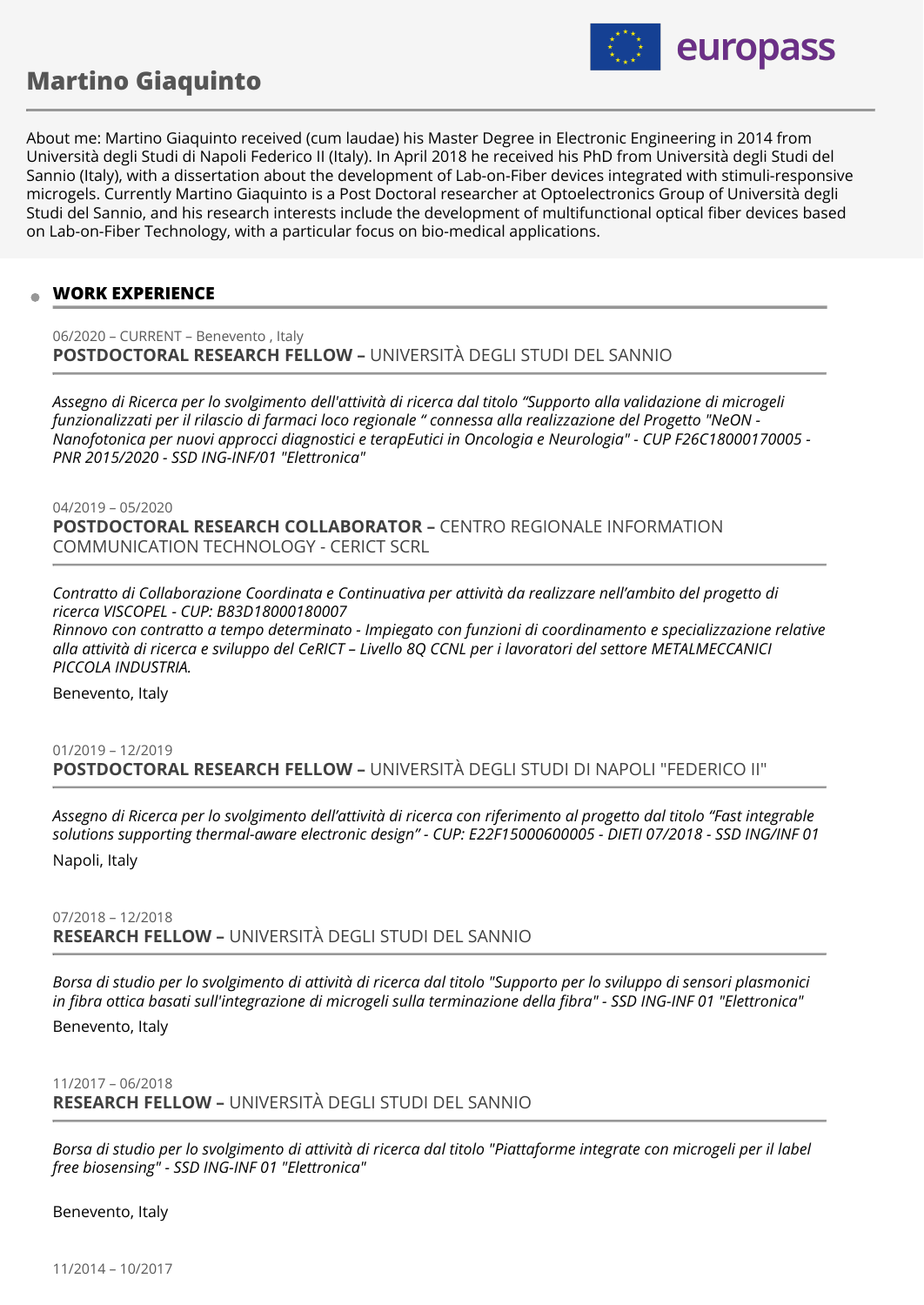# Martino Giaquinto

About me: Martino Giaquinto received (cum laudae) his Master Degree in Electronic Engineering in 2014 from Università degli Studi di Napoli Federico II (Italy). In April 2018 he received his PhD from Università degli Studi del Sannio (Italy), with a dissertation about the development of Lab-on-Fiber devices integrated with stimuli-responsive microgels. Currently Martino Giaquinto is a Post Doctoral researcher at Optoelectronics Group of Università degli Studi del Sannio, and his research interests include the development of multifunctional optical fiber devices based on Lab-on-Fiber Technology, with a particular focus on bio-medical applications.

## WORK EXPERIENCE

06/2020 – CURRENT – Benevento , Italy
**POSTDOCTORAL RESEARCH FELLOW –** UNIVERSITÀ DEGLI STUDI DEL SANNIO

*Assegno di Ricerca per lo svolgimento dell'attività di ricerca dal titolo "Supporto alla validazione di microgeli funzionalizzati per il rilascio di farmaci loco regionale " connessa alla realizzazione del Progetto "NeON - Nanofotonica per nuovi approcci diagnostici e terapEutici in Oncologia e Neurologia" - CUP F26C18000170005 - PNR 2015/2020 - SSD ING-INF/01 "Elettronica"*

04/2019 – 05/2020
**POSTDOCTORAL RESEARCH COLLABORATOR –** CENTRO REGIONALE INFORMATION COMMUNICATION TECHNOLOGY - CERICT SCRL

*Contratto di Collaborazione Coordinata e Continuativa per attività da realizzare nell'ambito del progetto di ricerca VISCOPEL - CUP: B83D18000180007*
*Rinnovo con contratto a tempo determinato - Impiegato con funzioni di coordinamento e specializzazione relative alla attività di ricerca e sviluppo del CeRICT – Livello 8Q CCNL per i lavoratori del settore METALMECCANICI PICCOLA INDUSTRIA.*

Benevento, Italy

01/2019 – 12/2019
**POSTDOCTORAL RESEARCH FELLOW –** UNIVERSITÀ DEGLI STUDI DI NAPOLI "FEDERICO II"

*Assegno di Ricerca per lo svolgimento dell'attività di ricerca con riferimento al progetto dal titolo "Fast integrable solutions supporting thermal-aware electronic design" - CUP: E22F15000600005 - DIETI 07/2018 - SSD ING/INF 01*

Napoli, Italy

07/2018 – 12/2018
**RESEARCH FELLOW –** UNIVERSITÀ DEGLI STUDI DEL SANNIO

*Borsa di studio per lo svolgimento di attività di ricerca dal titolo "Supporto per lo sviluppo di sensori plasmonici in fibra ottica basati sull'integrazione di microgeli sulla terminazione della fibra" - SSD ING-INF 01 "Elettronica"*

Benevento, Italy

11/2017 – 06/2018
**RESEARCH FELLOW –** UNIVERSITÀ DEGLI STUDI DEL SANNIO

*Borsa di studio per lo svolgimento di attività di ricerca dal titolo "Piattaforme integrate con microgeli per il label free biosensing" - SSD ING-INF 01 "Elettronica"*

Benevento, Italy

11/2014 – 10/2017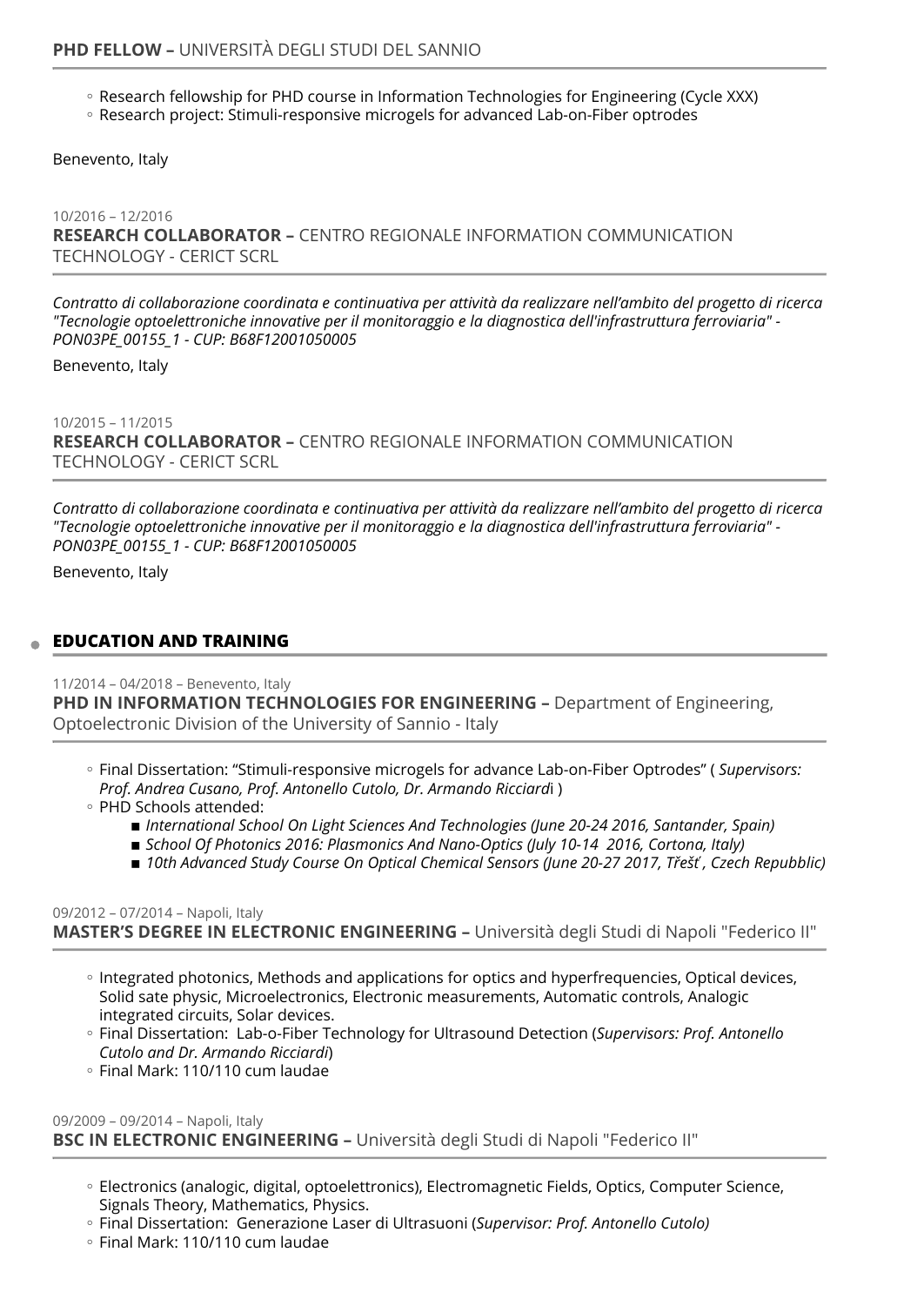### **PHD FELLOW –** UNIVERSITÀ DEGLI STUDI DEL SANNIO

- Research fellowship for PHD course in Information Technologies for Engineering (Cycle XXX)
- Research project: Stimuli-responsive microgels for advanced Lab-on-Fiber optrodes

Benevento, Italy

10/2016 – 12/2016

### **RESEARCH COLLABORATOR –** CENTRO REGIONALE INFORMATION COMMUNICATION TECHNOLOGY - CERICT SCRL

*Contratto di collaborazione coordinata e continuativa per attività da realizzare nell'ambito del progetto di ricerca "Tecnologie optoelettroniche innovative per il monitoraggio e la diagnostica dell'infrastruttura ferroviaria" - PON03PE_00155_1 - CUP: B68F12001050005*

Benevento, Italy

10/2015 – 11/2015

### **RESEARCH COLLABORATOR –** CENTRO REGIONALE INFORMATION COMMUNICATION TECHNOLOGY - CERICT SCRL

*Contratto di collaborazione coordinata e continuativa per attività da realizzare nell'ambito del progetto di ricerca "Tecnologie optoelettroniche innovative per il monitoraggio e la diagnostica dell'infrastruttura ferroviaria" - PON03PE_00155_1 - CUP: B68F12001050005*

Benevento, Italy

## EDUCATION AND TRAINING

11/2014 – 04/2018 – Benevento, Italy

### **PHD IN INFORMATION TECHNOLOGIES FOR ENGINEERING –** Department of Engineering, Optoelectronic Division of the University of Sannio - Italy

- Final Dissertation: "Stimuli-responsive microgels for advance Lab-on-Fiber Optrodes" ( *Supervisors: Prof. Andrea Cusano, Prof. Antonello Cutolo, Dr. Armando Ricciard*i )
- PHD Schools attended:
  - *International School On Light Sciences And Technologies (June 20-24 2016, Santander, Spain)*
  - *School Of Photonics 2016: Plasmonics And Nano-Optics (July 10-14 2016, Cortona, Italy)*
  - *10th Advanced Study Course On Optical Chemical Sensors (June 20-27 2017, Třešť, Czech Repubblic)*

09/2012 – 07/2014 – Napoli, Italy

### **MASTER'S DEGREE IN ELECTRONIC ENGINEERING –** Università degli Studi di Napoli "Federico II"

- Integrated photonics, Methods and applications for optics and hyperfrequencies, Optical devices, Solid sate physic, Microelectronics, Electronic measurements, Automatic controls, Analogic integrated circuits, Solar devices.
- Final Dissertation: Lab-o-Fiber Technology for Ultrasound Detection (*Supervisors: Prof. Antonello Cutolo and Dr. Armando Ricciardi*)
- Final Mark: 110/110 cum laudae

09/2009 – 09/2014 – Napoli, Italy

### **BSC IN ELECTRONIC ENGINEERING –** Università degli Studi di Napoli "Federico II"

- Electronics (analogic, digital, optoelettronics), Electromagnetic Fields, Optics, Computer Science, Signals Theory, Mathematics, Physics.
- Final Dissertation: Generazione Laser di Ultrasuoni (*Supervisor: Prof. Antonello Cutolo)*
- Final Mark: 110/110 cum laudae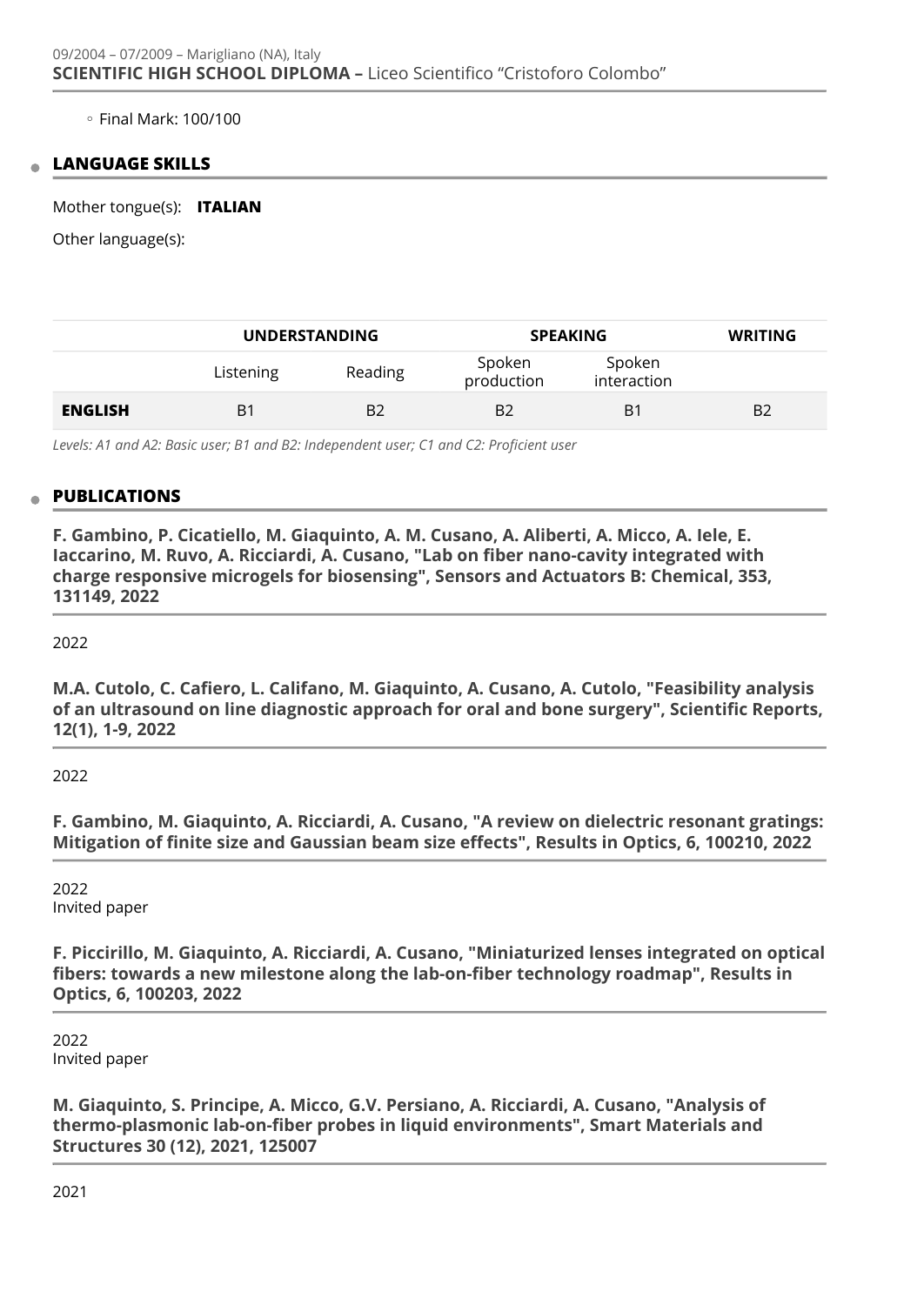09/2004 – 07/2009 – Marigliano (NA), Italy
**SCIENTIFIC HIGH SCHOOL DIPLOMA –** Liceo Scientifico "Cristoforo Colombo"

- Final Mark: 100/100

## LANGUAGE SKILLS

Mother tongue(s): **ITALIAN**

Other language(s):

| | UNDERSTANDING | | SPEAKING | | WRITING |
|---|---|---|---|---|---|
| | Listening | Reading | Spoken production | Spoken interaction | |
| **ENGLISH** | B1 | B2 | B2 | B1 | B2 |

*Levels: A1 and A2: Basic user; B1 and B2: Independent user; C1 and C2: Proficient user*

## PUBLICATIONS

**F. Gambino, P. Cicatiello, M. Giaquinto, A. M. Cusano, A. Aliberti, A. Micco, A. Iele, E. Iaccarino, M. Ruvo, A. Ricciardi, A. Cusano, "Lab on fiber nano-cavity integrated with charge responsive microgels for biosensing", Sensors and Actuators B: Chemical, 353, 131149, 2022**

2022

**M.A. Cutolo, C. Cafiero, L. Califano, M. Giaquinto, A. Cusano, A. Cutolo, "Feasibility analysis of an ultrasound on line diagnostic approach for oral and bone surgery", Scientific Reports, 12(1), 1-9, 2022**

2022

**F. Gambino, M. Giaquinto, A. Ricciardi, A. Cusano, "A review on dielectric resonant gratings: Mitigation of finite size and Gaussian beam size effects", Results in Optics, 6, 100210, 2022**

2022
Invited paper

**F. Piccirillo, M. Giaquinto, A. Ricciardi, A. Cusano, "Miniaturized lenses integrated on optical fibers: towards a new milestone along the lab-on-fiber technology roadmap", Results in Optics, 6, 100203, 2022**

2022
Invited paper

**M. Giaquinto, S. Principe, A. Micco, G.V. Persiano, A. Ricciardi, A. Cusano, "Analysis of thermo-plasmonic lab-on-fiber probes in liquid environments", Smart Materials and Structures 30 (12), 2021, 125007**

2021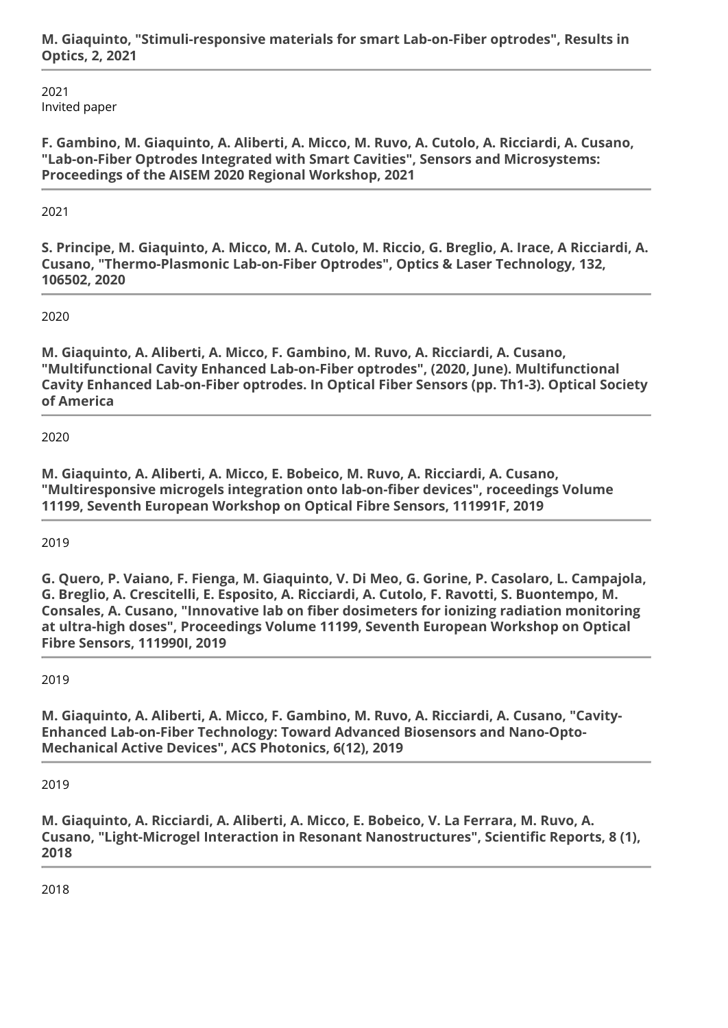**M. Giaquinto, "Stimuli-responsive materials for smart Lab-on-Fiber optrodes", Results in Optics, 2, 2021**

2021
Invited paper

**F. Gambino, M. Giaquinto, A. Aliberti, A. Micco, M. Ruvo, A. Cutolo, A. Ricciardi, A. Cusano, "Lab-on-Fiber Optrodes Integrated with Smart Cavities", Sensors and Microsystems: Proceedings of the AISEM 2020 Regional Workshop, 2021**

2021

**S. Principe, M. Giaquinto, A. Micco, M. A. Cutolo, M. Riccio, G. Breglio, A. Irace, A Ricciardi, A. Cusano, "Thermo-Plasmonic Lab-on-Fiber Optrodes", Optics & Laser Technology, 132, 106502, 2020**

2020

**M. Giaquinto, A. Aliberti, A. Micco, F. Gambino, M. Ruvo, A. Ricciardi, A. Cusano, "Multifunctional Cavity Enhanced Lab-on-Fiber optrodes", (2020, June). Multifunctional Cavity Enhanced Lab-on-Fiber optrodes. In Optical Fiber Sensors (pp. Th1-3). Optical Society of America**

2020

**M. Giaquinto, A. Aliberti, A. Micco, E. Bobeico, M. Ruvo, A. Ricciardi, A. Cusano, "Multiresponsive microgels integration onto lab-on-fiber devices", roceedings Volume 11199, Seventh European Workshop on Optical Fibre Sensors, 111991F, 2019**

2019

**G. Quero, P. Vaiano, F. Fienga, M. Giaquinto, V. Di Meo, G. Gorine, P. Casolaro, L. Campajola, G. Breglio, A. Crescitelli, E. Esposito, A. Ricciardi, A. Cutolo, F. Ravotti, S. Buontempo, M. Consales, A. Cusano, "Innovative lab on fiber dosimeters for ionizing radiation monitoring at ultra-high doses", Proceedings Volume 11199, Seventh European Workshop on Optical Fibre Sensors, 111990I, 2019**

2019

**M. Giaquinto, A. Aliberti, A. Micco, F. Gambino, M. Ruvo, A. Ricciardi, A. Cusano, "Cavity-Enhanced Lab-on-Fiber Technology: Toward Advanced Biosensors and Nano-Opto-Mechanical Active Devices", ACS Photonics, 6(12), 2019**

2019

**M. Giaquinto, A. Ricciardi, A. Aliberti, A. Micco, E. Bobeico, V. La Ferrara, M. Ruvo, A. Cusano, "Light-Microgel Interaction in Resonant Nanostructures", Scientific Reports, 8 (1), 2018**

2018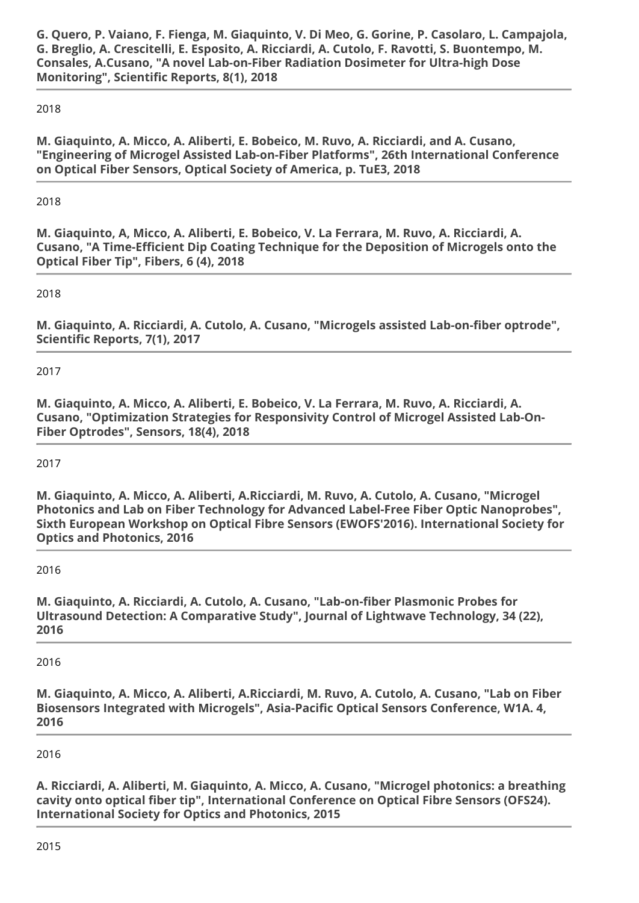**G. Quero, P. Vaiano, F. Fienga, M. Giaquinto, V. Di Meo, G. Gorine, P. Casolaro, L. Campajola, G. Breglio, A. Crescitelli, E. Esposito, A. Ricciardi, A. Cutolo, F. Ravotti, S. Buontempo, M. Consales, A.Cusano, "A novel Lab-on-Fiber Radiation Dosimeter for Ultra-high Dose Monitoring", Scientific Reports, 8(1), 2018**

---

2018

**M. Giaquinto, A. Micco, A. Aliberti, E. Bobeico, M. Ruvo, A. Ricciardi, and A. Cusano, "Engineering of Microgel Assisted Lab-on-Fiber Platforms", 26th International Conference on Optical Fiber Sensors, Optical Society of America, p. TuE3, 2018**

---

2018

**M. Giaquinto, A, Micco, A. Aliberti, E. Bobeico, V. La Ferrara, M. Ruvo, A. Ricciardi, A. Cusano, "A Time-Efficient Dip Coating Technique for the Deposition of Microgels onto the Optical Fiber Tip", Fibers, 6 (4), 2018**

---

2018

**M. Giaquinto, A. Ricciardi, A. Cutolo, A. Cusano, "Microgels assisted Lab-on-fiber optrode", Scientific Reports, 7(1), 2017**

---

2017

**M. Giaquinto, A. Micco, A. Aliberti, E. Bobeico, V. La Ferrara, M. Ruvo, A. Ricciardi, A. Cusano, "Optimization Strategies for Responsivity Control of Microgel Assisted Lab-On-Fiber Optrodes", Sensors, 18(4), 2018**

---

2017

**M. Giaquinto, A. Micco, A. Aliberti, A.Ricciardi, M. Ruvo, A. Cutolo, A. Cusano, "Microgel Photonics and Lab on Fiber Technology for Advanced Label-Free Fiber Optic Nanoprobes", Sixth European Workshop on Optical Fibre Sensors (EWOFS'2016). International Society for Optics and Photonics, 2016**

---

2016

**M. Giaquinto, A. Ricciardi, A. Cutolo, A. Cusano, "Lab-on-fiber Plasmonic Probes for Ultrasound Detection: A Comparative Study", Journal of Lightwave Technology, 34 (22), 2016**

---

2016

**M. Giaquinto, A. Micco, A. Aliberti, A.Ricciardi, M. Ruvo, A. Cutolo, A. Cusano, "Lab on Fiber Biosensors Integrated with Microgels", Asia-Pacific Optical Sensors Conference, W1A. 4, 2016**

---

2016

**A. Ricciardi, A. Aliberti, M. Giaquinto, A. Micco, A. Cusano, "Microgel photonics: a breathing cavity onto optical fiber tip", International Conference on Optical Fibre Sensors (OFS24). International Society for Optics and Photonics, 2015**

---

2015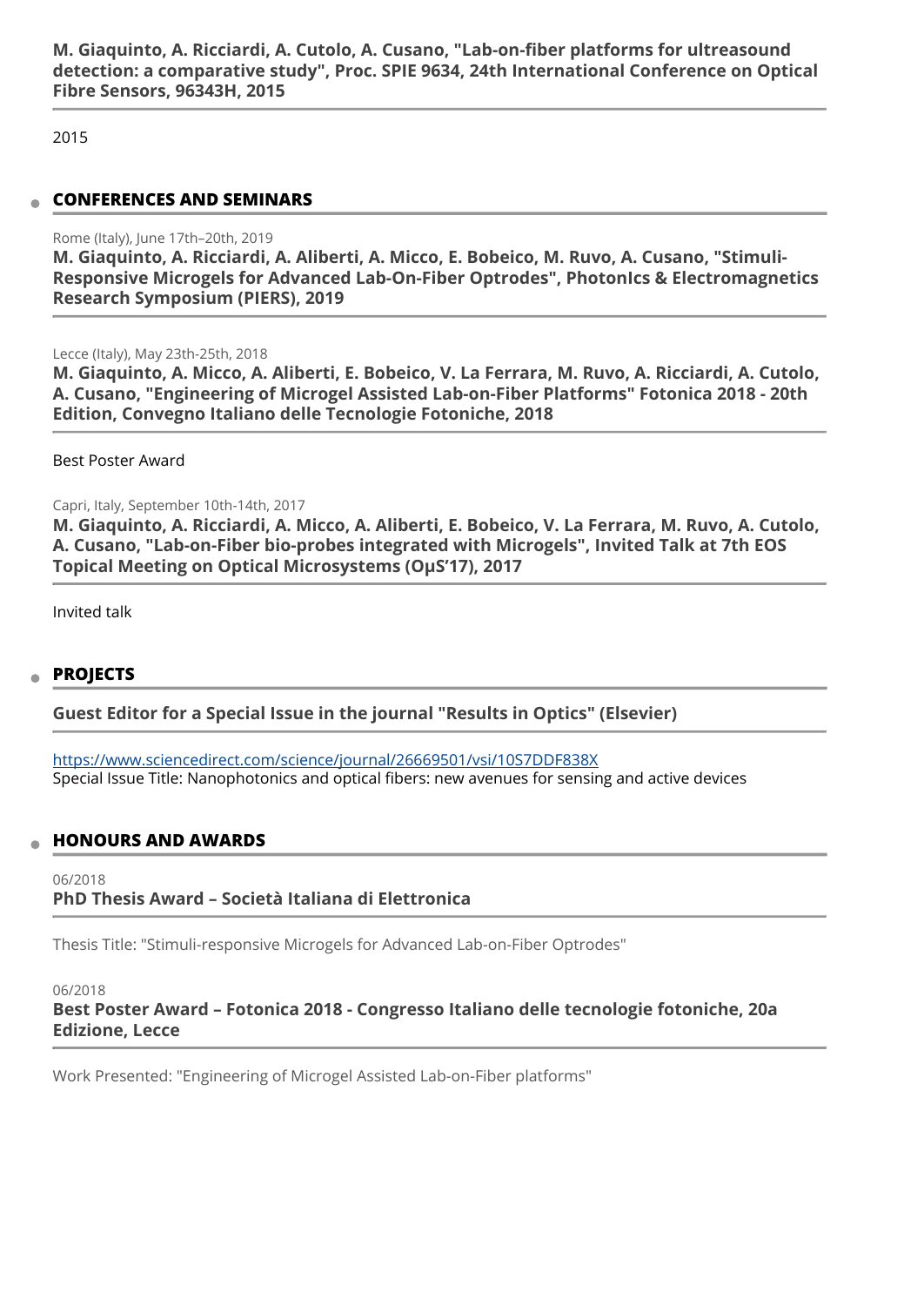**M. Giaquinto, A. Ricciardi, A. Cutolo, A. Cusano, "Lab-on-fiber platforms for ultreasound detection: a comparative study", Proc. SPIE 9634, 24th International Conference on Optical Fibre Sensors, 96343H, 2015**

2015

## CONFERENCES AND SEMINARS

Rome (Italy), June 17th–20th, 2019

**M. Giaquinto, A. Ricciardi, A. Aliberti, A. Micco, E. Bobeico, M. Ruvo, A. Cusano, "Stimuli-Responsive Microgels for Advanced Lab-On-Fiber Optrodes", PhotonIcs & Electromagnetics Research Symposium (PIERS), 2019**

Lecce (Italy), May 23th-25th, 2018

**M. Giaquinto, A. Micco, A. Aliberti, E. Bobeico, V. La Ferrara, M. Ruvo, A. Ricciardi, A. Cutolo, A. Cusano, "Engineering of Microgel Assisted Lab-on-Fiber Platforms" Fotonica 2018 - 20th Edition, Convegno Italiano delle Tecnologie Fotoniche, 2018**

Best Poster Award

Capri, Italy, September 10th-14th, 2017

**M. Giaquinto, A. Ricciardi, A. Micco, A. Aliberti, E. Bobeico, V. La Ferrara, M. Ruvo, A. Cutolo, A. Cusano, "Lab-on-Fiber bio-probes integrated with Microgels", Invited Talk at 7th EOS Topical Meeting on Optical Microsystems (OμS'17), 2017**

Invited talk

## PROJECTS

**Guest Editor for a Special Issue in the journal "Results in Optics" (Elsevier)**

https://www.sciencedirect.com/science/journal/26669501/vsi/10S7DDF838X
Special Issue Title: Nanophotonics and optical fibers: new avenues for sensing and active devices

## HONOURS AND AWARDS

06/2018

**PhD Thesis Award – Società Italiana di Elettronica**

Thesis Title: "Stimuli-responsive Microgels for Advanced Lab-on-Fiber Optrodes"

06/2018

**Best Poster Award – Fotonica 2018 - Congresso Italiano delle tecnologie fotoniche, 20a Edizione, Lecce**

Work Presented: "Engineering of Microgel Assisted Lab-on-Fiber platforms"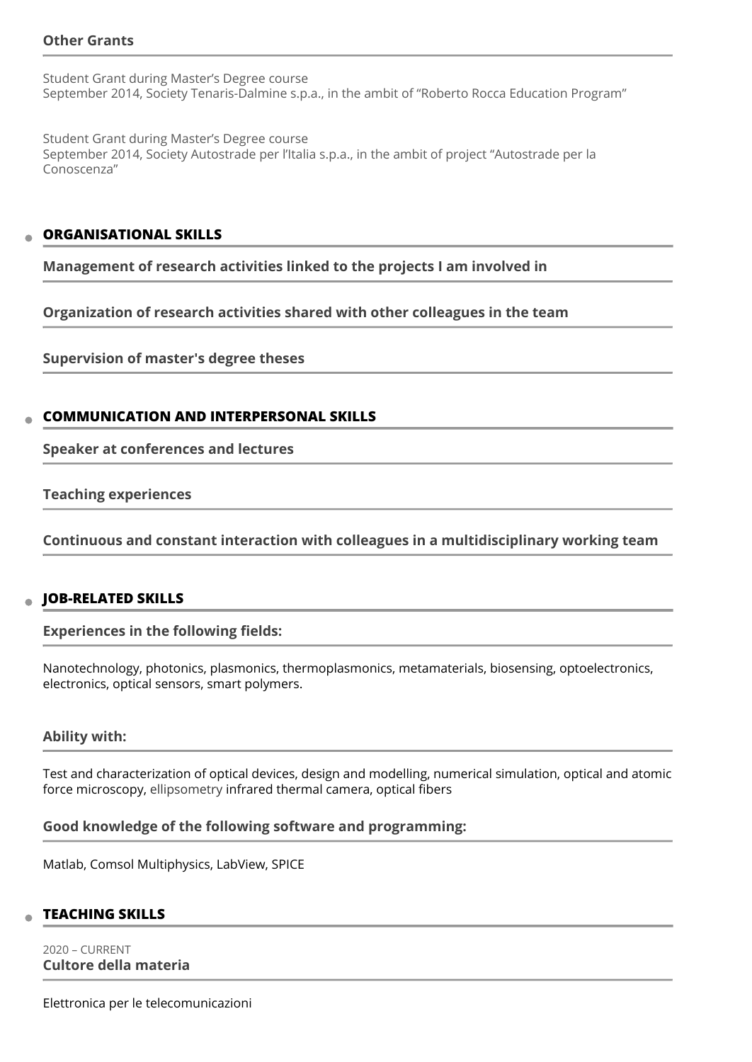### Other Grants

Student Grant during Master's Degree course
September 2014, Society Tenaris-Dalmine s.p.a., in the ambit of "Roberto Rocca Education Program"

Student Grant during Master's Degree course
September 2014, Society Autostrade per l'Italia s.p.a., in the ambit of project "Autostrade per la Conoscenza"

## ORGANISATIONAL SKILLS

**Management of research activities linked to the projects I am involved in**

**Organization of research activities shared with other colleagues in the team**

**Supervision of master's degree theses**

## COMMUNICATION AND INTERPERSONAL SKILLS

**Speaker at conferences and lectures**

**Teaching experiences**

**Continuous and constant interaction with colleagues in a multidisciplinary working team**

## JOB-RELATED SKILLS

**Experiences in the following fields:**

Nanotechnology, photonics, plasmonics, thermoplasmonics, metamaterials, biosensing, optoelectronics, electronics, optical sensors, smart polymers.

**Ability with:**

Test and characterization of optical devices, design and modelling, numerical simulation, optical and atomic force microscopy, ellipsometry infrared thermal camera, optical fibers

**Good knowledge of the following software and programming:**

Matlab, Comsol Multiphysics, LabView, SPICE

## TEACHING SKILLS

2020 – CURRENT
**Cultore della materia**

Elettronica per le telecomunicazioni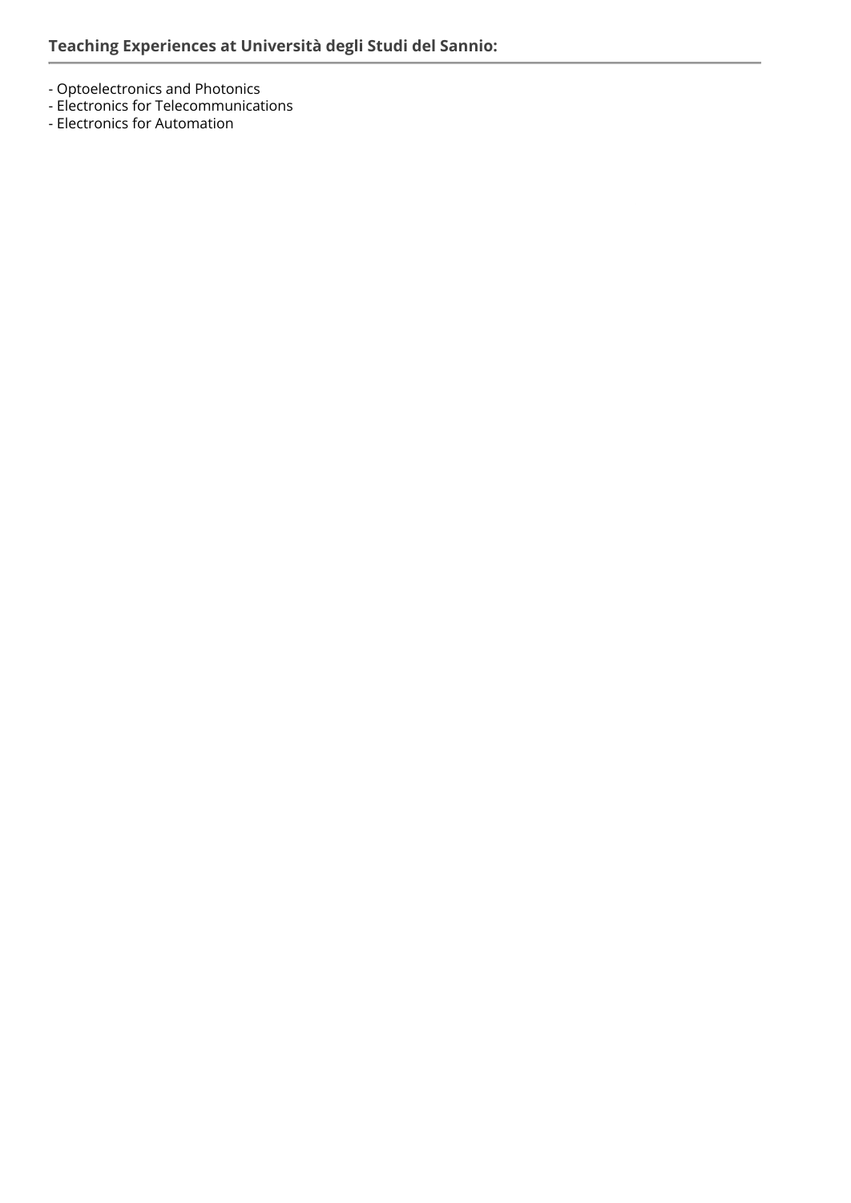## Teaching Experiences at Università degli Studi del Sannio:

- Optoelectronics and Photonics
- Electronics for Telecommunications
- Electronics for Automation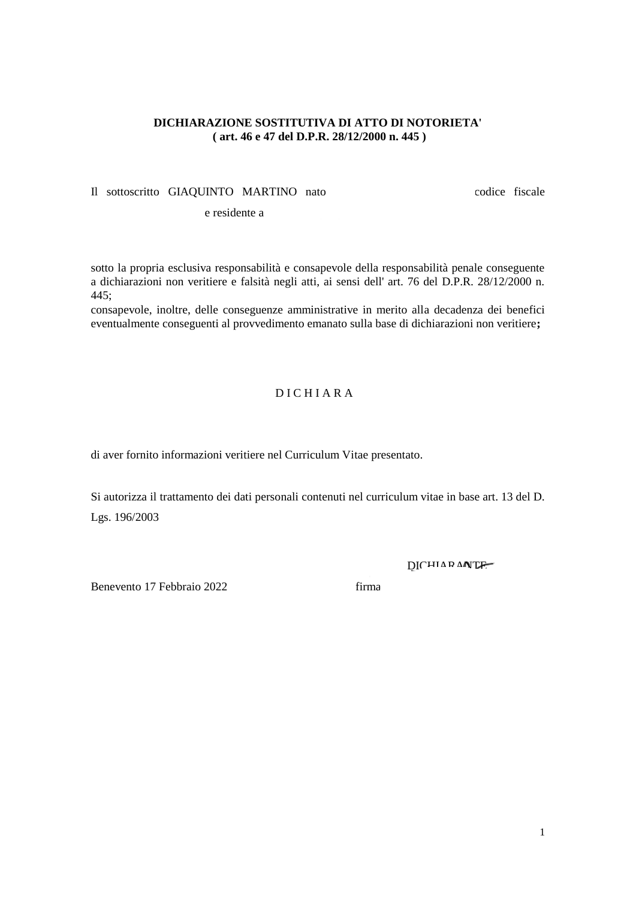**DICHIARAZIONE SOSTITUTIVA DI ATTO DI NOTORIETA'**
**( art. 46 e 47 del D.P.R. 28/12/2000 n. 445 )**

Il sottoscritto GIAQUINTO MARTINO nato codice fiscale e residente a

sotto la propria esclusiva responsabilità e consapevole della responsabilità penale conseguente a dichiarazioni non veritiere e falsità negli atti, ai sensi dell' art. 76 del D.P.R. 28/12/2000 n. 445;
consapevole, inoltre, delle conseguenze amministrative in merito alla decadenza dei benefici eventualmente conseguenti al provvedimento emanato sulla base di dichiarazioni non veritiere**;**

D I C H I A R A

di aver fornito informazioni veritiere nel Curriculum Vitae presentato.

Si autorizza il trattamento dei dati personali contenuti nel curriculum vitae in base art. 13 del D. Lgs. 196/2003

DICHIARANTE

Benevento 17 Febbraio 2022 firma